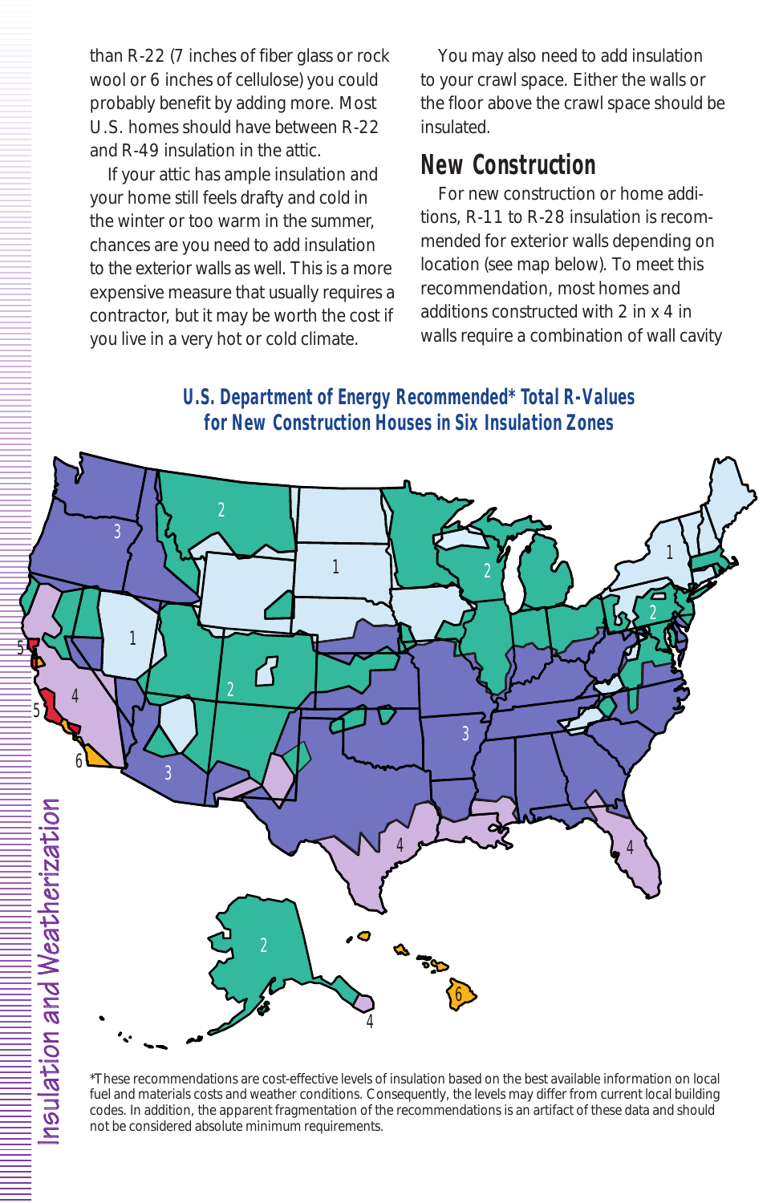than R-22 (7 inches of fiber glass or rock wool or 6 inches of cellulose) you could probably benefit by adding more. Most U.S. homes should have between R-22 and R-49 insulation in the attic.

If your attic has ample insulation and your home still feels drafty and cold in the winter or too warm in the summer, chances are you need to add insulation to the exterior walls as well. This is a more expensive measure that usually requires a contractor, but it may be worth the cost if you live in a very hot or cold climate.

You may also need to add insulation to your crawl space. Either the walls or the floor above the crawl space should be insulated.

## New Construction

For new construction or home additions, R-11 to R-28 insulation is recommended for exterior walls depending on location (see map below). To meet this recommendation, most homes and additions constructed with 2 in x 4 in walls require a combination of wall cavity

### U.S. Department of Energy Recommended* Total R-Values for New Construction Houses in Six Insulation Zones

*These recommendations are cost-effective levels of insulation based on the best available information on local fuel and materials costs and weather conditions. Consequently, the levels may differ from current local building codes. In addition, the apparent fragmentation of the recommendations is an artifact of these data and should not be considered absolute minimum requirements.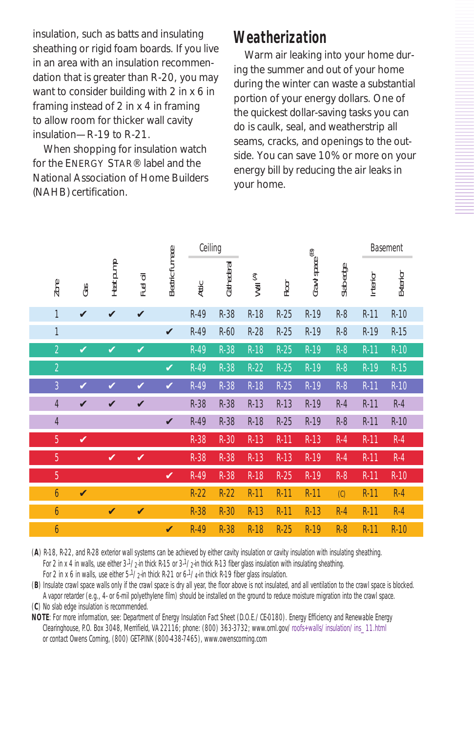insulation, such as batts and insulating sheathing or rigid foam boards. If you live in an area with an insulation recommendation that is greater than R-20, you may want to consider building with 2 in x 6 in framing instead of 2 in x 4 in framing to allow room for thicker wall cavity insulation—R-19 to R-21.

When shopping for insulation watch for the ENERGY STAR® label and the National Association of Home Builders (NAHB) certification.

## Weatherization

Warm air leaking into your home during the summer and out of your home during the winter can waste a substantial portion of your energy dollars. One of the quickest dollar-saving tasks you can do is caulk, seal, and weatherstrip all seams, cracks, and openings to the outside. You can save 10% or more on your energy bill by reducing the air leaks in your home.

| | | | | | Ceiling | | | | | | Basement | |
|---|---|---|---|---|---|---|---|---|---|---|---|---|
| Zone | Gas | Heat pump | Fuel oil | Electric furnace | Attic | Cathedral | Wall (A) | Floor | Crawl space (B) | Slab edge | Interior | Exterior |
| 1 | ✔ | ✔ | ✔ | | R-49 | R-38 | R-18 | R-25 | R-19 | R-8 | R-11 | R-10 |
| 1 | | | | ✔ | R-49 | R-60 | R-28 | R-25 | R-19 | R-8 | R-19 | R-15 |
| 2 | ✔ | ✔ | ✔ | | R-49 | R-38 | R-18 | R-25 | R-19 | R-8 | R-11 | R-10 |
| 2 | | | | ✔ | R-49 | R-38 | R-22 | R-25 | R-19 | R-8 | R-19 | R-15 |
| 3 | ✔ | ✔ | ✔ | ✔ | R-49 | R-38 | R-18 | R-25 | R-19 | R-8 | R-11 | R-10 |
| 4 | ✔ | ✔ | ✔ | | R-38 | R-38 | R-13 | R-13 | R-19 | R-4 | R-11 | R-4 |
| 4 | | | | ✔ | R-49 | R-38 | R-18 | R-25 | R-19 | R-8 | R-11 | R-10 |
| 5 | ✔ | | | | R-38 | R-30 | R-13 | R-11 | R-13 | R-4 | R-11 | R-4 |
| 5 | | ✔ | ✔ | | R-38 | R-38 | R-13 | R-13 | R-19 | R-4 | R-11 | R-4 |
| 5 | | | | ✔ | R-49 | R-38 | R-18 | R-25 | R-19 | R-8 | R-11 | R-10 |
| 6 | ✔ | | | | R-22 | R-22 | R-11 | R-11 | R-11 | (C) | R-11 | R-4 |
| 6 | | ✔ | ✔ | | R-38 | R-30 | R-13 | R-11 | R-13 | R-4 | R-11 | R-4 |
| 6 | | | | ✔ | R-49 | R-38 | R-18 | R-25 | R-19 | R-8 | R-11 | R-10 |

(**A**) R-18, R-22, and R-28 exterior wall systems can be achieved by either cavity insulation or cavity insulation with insulating sheathing. For 2 in x 4 in walls, use either 3-1/2-in thick R-15 or 3-1/2-in thick R-13 fiber glass insulation with insulating sheathing. For 2 in x 6 in walls, use either 5-1/2-in thick R-21 or 6-1/4-in thick R-19 fiber glass insulation.

(**B**) Insulate crawl space walls only if the crawl space is dry all year, the floor above is not insulated, and all ventilation to the crawl space is blocked. A vapor retarder (e.g., 4- or 6-mil polyethylene film) should be installed on the ground to reduce moisture migration into the crawl space.

(**C**) No slab edge insulation is recommended.

**NOTE**: For more information, see: Department of Energy Insulation Fact Sheet (D.O.E./CE-0180). Energy Efficiency and Renewable Energy Clearinghouse, P.O. Box 3048, Merrifield, VA 22116; phone: (800) 363-3732; www.ornl.gov/roofs+walls/insulation/ins_11.html or contact Owens Corning, (800) GET-PINK (800-438-7465), www.owenscorning.com